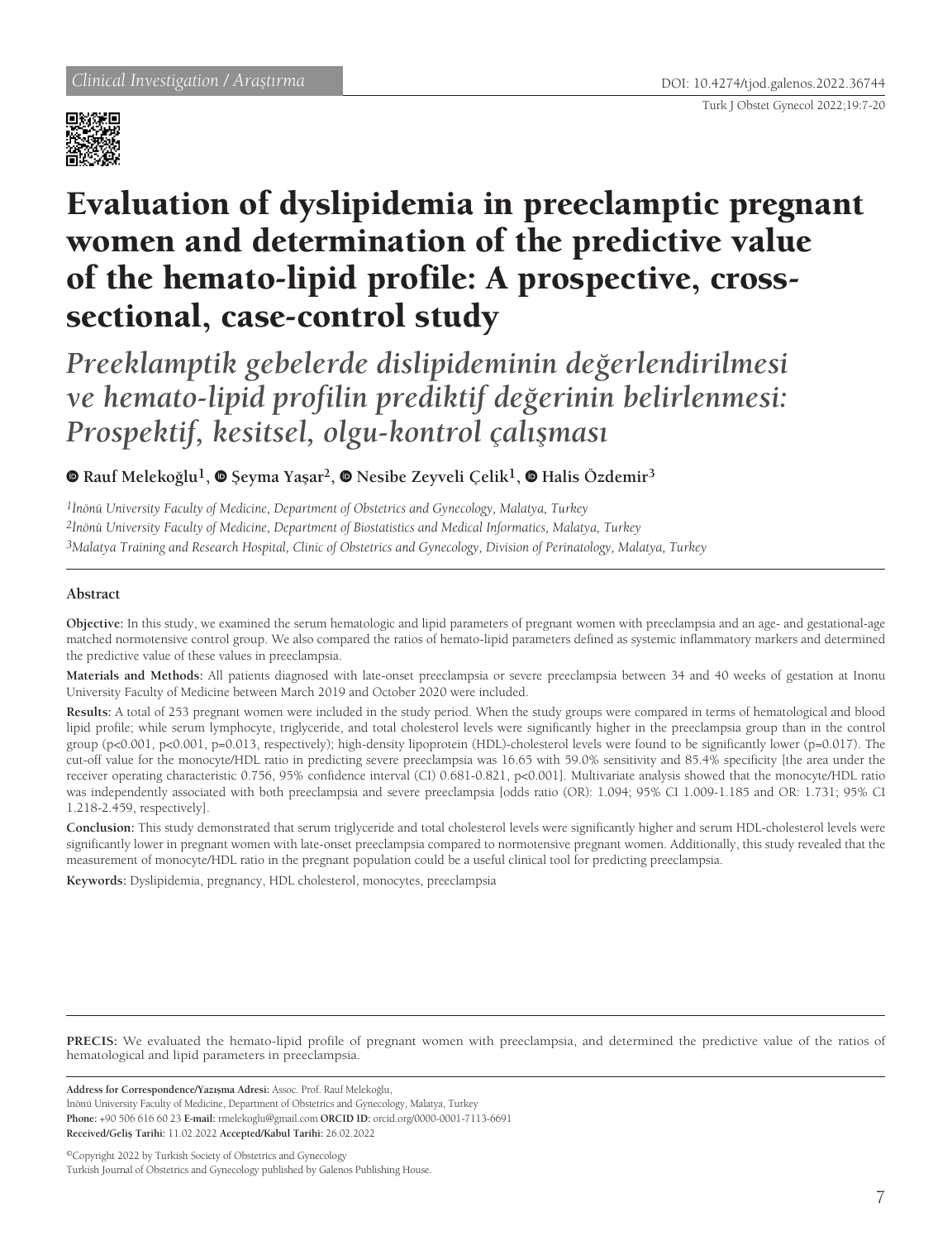Clinical Investigation / Araştırma

DOI: 10.4274/tjod.galenos.2022.36744

# Evaluation of dyslipidemia in preeclamptic pregnant women and determination of the predictive value of the hemato-lipid profile: A prospective, cross-sectional, case-control study

## *Preeklamptik gebelerde dislipideminin değerlendirilmesi ve hemato-lipid profilin prediktif değerinin belirlenmesi: Prospektif, kesitsel, olgu-kontrol çalışması*

**Rauf Melekoğlu[1], Şeyma Yaşar[2], Nesibe Zeyveli Çelik[1], Halis Özdemir[3]**

*[1]İnönü University Faculty of Medicine, Department of Obstetrics and Gynecology, Malatya, Turkey*
*[2]İnönü University Faculty of Medicine, Department of Biostatistics and Medical Informatics, Malatya, Turkey*
*[3]Malatya Training and Research Hospital, Clinic of Obstetrics and Gynecology, Division of Perinatology, Malatya, Turkey*

### Abstract

**Objective:** In this study, we examined the serum hematologic and lipid parameters of pregnant women with preeclampsia and an age- and gestational-age matched normotensive control group. We also compared the ratios of hemato-lipid parameters defined as systemic inflammatory markers and determined the predictive value of these values in preeclampsia.

**Materials and Methods:** All patients diagnosed with late-onset preeclampsia or severe preeclampsia between 34 and 40 weeks of gestation at Inonu University Faculty of Medicine between March 2019 and October 2020 were included.

**Results:** A total of 253 pregnant women were included in the study period. When the study groups were compared in terms of hematological and blood lipid profile; while serum lymphocyte, triglyceride, and total cholesterol levels were significantly higher in the preeclampsia group than in the control group ($p<0.001$, $p<0.001$, $p=0.013$, respectively); high-density lipoprotein (HDL)-cholesterol levels were found to be significantly lower ($p=0.017$). The cut-off value for the monocyte/HDL ratio in predicting severe preeclampsia was 16.65 with 59.0% sensitivity and 85.4% specificity [the area under the receiver operating characteristic 0.756, 95% confidence interval (CI) 0.681-0.821, $p<0.001$]. Multivariate analysis showed that the monocyte/HDL ratio was independently associated with both preeclampsia and severe preeclampsia [odds ratio (OR): 1.094; 95% CI 1.009-1.185 and OR: 1.731; 95% CI 1.218-2.459, respectively].

**Conclusion:** This study demonstrated that serum triglyceride and total cholesterol levels were significantly higher and serum HDL-cholesterol levels were significantly lower in pregnant women with late-onset preeclampsia compared to normotensive pregnant women. Additionally, this study revealed that the measurement of monocyte/HDL ratio in the pregnant population could be a useful clinical tool for predicting preeclampsia.

**Keywords:** Dyslipidemia, pregnancy, HDL cholesterol, monocytes, preeclampsia

**PRECIS:** We evaluated the hemato-lipid profile of pregnant women with preeclampsia, and determined the predictive value of the ratios of hematological and lipid parameters in preeclampsia.

**Address for Correspondence/Yazışma Adresi:** Assoc. Prof. Rauf Melekoğlu,
İnönü University Faculty of Medicine, Department of Obstetrics and Gynecology, Malatya, Turkey
**Phone:** +90 506 616 60 23 **E-mail:** rmelekoglu@gmail.com **ORCID ID:** orcid.org/0000-0001-7113-6691
**Received/Geliş Tarihi:** 11.02.2022 **Accepted/Kabul Tarihi:** 26.02.2022

©Copyright 2022 by Turkish Society of Obstetrics and Gynecology
Turkish Journal of Obstetrics and Gynecology published by Galenos Publishing House.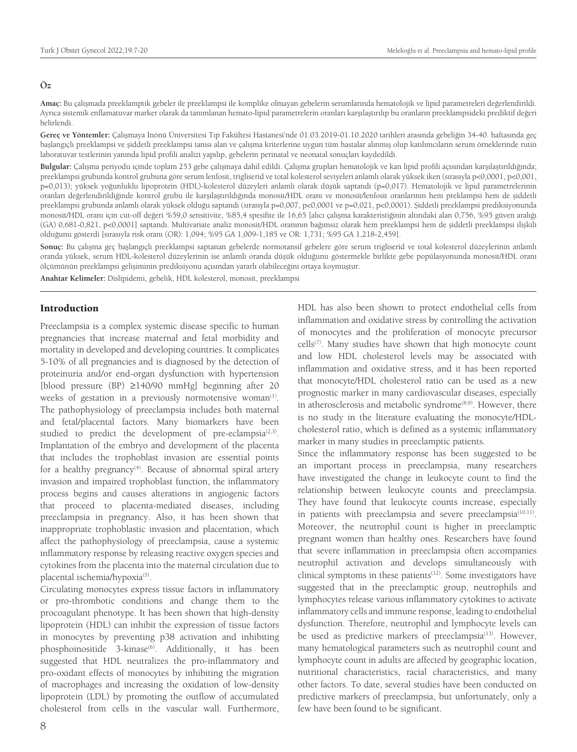## Öz

**Amaç:** Bu çalışmada preeklamptik gebeler ile preeklampsi ile komplike olmayan gebelerin serumlarında hematolojik ve lipid parametreleri değerlendirildi. Ayrıca sistemik enflamatuvar marker olarak da tanımlanan hemato-lipid parametrelerin oranları karşılaştırılıp bu oranların preeklampsideki prediktif değeri belirlendi.

**Gereç ve Yöntemler:** Çalışmaya İnönü Üniversitesi Tıp Fakültesi Hastanesi'nde 01.03.2019-01.10.2020 tarihleri arasında gebeliğin 34-40. haftasında geç başlangıçlı preeklampsi ve şiddetli preeklampsi tanısı alan ve çalışma kriterlerine uygun tüm hastalar alınmış olup katılımcıların serum örneklerinde rutin laboratuvar testlerinin yanında lipid profili analizi yapılıp, gebelerin perinatal ve neonatal sonuçları kaydedildi.

**Bulgular:** Çalışma periyodu içinde toplam 253 gebe çalışmaya dahil edildi. Çalışma grupları hematolojik ve kan lipid profili açısından karşılaştırıldığında; preeklampsi grubunda kontrol grubuna göre serum lenfosit, trigliserid ve total kolesterol seviyeleri anlamlı olarak yüksek iken (sırasıyla p<0,0001, p<0,001, p=0,013); yüksek yoğunluklu lipoprotein (HDL)-kolesterol düzeyleri anlamlı olarak düşük saptandı (p=0,017). Hematolojik ve lipid parametrelerinin oranları değerlendirildiğinde kontrol grubu ile karşılaştırıldığında monosit/HDL oranı ve monosit/lenfosit oranlarının hem preklampsi hem de şiddetli preeklampsi grubunda anlamlı olarak yüksek olduğu saptandı (sırasıyla p=0,007, p<0,0001 ve p=0,021, p<0,0001). Şiddetli preeklampsi prediksiyonunda monosit/HDL oranı için cut-off değeri %59,0 sensitivite, %85,4 spesifite ile 16,65 [alıcı çalışma karakteristiğinin altındaki alan 0,756, %95 güven aralığı (GA) 0,681-0,821, p<0,0001] saptandı. Multivariate analiz monosit/HDL oranının bağımsız olarak hem preeklampsi hem de şiddetli preeklampsi ilişkili olduğunu gösterdi [sırasıyla risk oranı (OR): 1,094; %95 GA 1,009-1,185 ve OR: 1,731; %95 GA 1,218-2,459].

**Sonuç:** Bu çalışma geç başlangıçlı preeklampsi saptanan gebelerde normotansif gebelere göre serum trigliserid ve total kolesterol düzeylerinin anlamlı oranda yüksek, serum HDL-kolesterol düzeylerinin ise anlamlı oranda düşük olduğunu göstermekle birlikte gebe popülasyonunda monosit/HDL oranı ölçümünün preeklampsi gelişiminin prediksiyonu açısından yararlı olabileceğini ortaya koymuştur.

**Anahtar Kelimeler:** Dislipidemi, gebelik, HDL kolesterol, monosit, preeklampsi

## Introduction

Preeclampsia is a complex systemic disease specific to human pregnancies that increase maternal and fetal morbidity and mortality in developed and developing countries. It complicates 5-10% of all pregnancies and is diagnosed by the detection of proteinuria and/or end-organ dysfunction with hypertension [blood pressure (BP) ≥140/90 mmHg] beginning after 20 weeks of gestation in a previously normotensive woman[1]. The pathophysiology of preeclampsia includes both maternal and fetal/placental factors. Many biomarkers have been studied to predict the development of pre-eclampsia[2,3]. Implantation of the embryo and development of the placenta that includes the trophoblast invasion are essential points for a healthy pregnancy[4]. Because of abnormal spiral artery invasion and impaired trophoblast function, the inflammatory process begins and causes alterations in angiogenic factors that proceed to placenta-mediated diseases, including preeclampsia in pregnancy. Also, it has been shown that inappropriate trophoblastic invasion and placentation, which affect the pathophysiology of preeclampsia, cause a systemic inflammatory response by releasing reactive oxygen species and cytokines from the placenta into the maternal circulation due to placental ischemia/hypoxia[5].

Circulating monocytes express tissue factors in inflammatory or pro-thrombotic conditions and change them to the procoagulant phenotype. It has been shown that high-density lipoprotein (HDL) can inhibit the expression of tissue factors in monocytes by preventing p38 activation and inhibiting phosphoinositide 3-kinase[6]. Additionally, it has been suggested that HDL neutralizes the pro-inflammatory and pro-oxidant effects of monocytes by inhibiting the migration of macrophages and increasing the oxidation of low-density lipoprotein (LDL) by promoting the outflow of accumulated cholesterol from cells in the vascular wall. Furthermore, HDL has also been shown to protect endothelial cells from inflammation and oxidative stress by controlling the activation of monocytes and the proliferation of monocyte precursor cells[7]. Many studies have shown that high monocyte count and low HDL cholesterol levels may be associated with inflammation and oxidative stress, and it has been reported that monocyte/HDL cholesterol ratio can be used as a new prognostic marker in many cardiovascular diseases, especially in atherosclerosis and metabolic syndrome[8,9]. However, there is no study in the literature evaluating the monocyte/HDL-cholesterol ratio, which is defined as a systemic inflammatory marker in many studies in preeclamptic patients.

Since the inflammatory response has been suggested to be an important process in preeclampsia, many researchers have investigated the change in leukocyte count to find the relationship between leukocyte counts and preeclampsia. They have found that leukocyte counts increase, especially in patients with preeclampsia and severe preeclampsia[10,11]. Moreover, the neutrophil count is higher in preeclamptic pregnant women than healthy ones. Researchers have found that severe inflammation in preeclampsia often accompanies neutrophil activation and develops simultaneously with clinical symptoms in these patients[12]. Some investigators have suggested that in the preeclamptic group, neutrophils and lymphocytes release various inflammatory cytokines to activate inflammatory cells and immune response, leading to endothelial dysfunction. Therefore, neutrophil and lymphocyte levels can be used as predictive markers of preeclampsia[13]. However, many hematological parameters such as neutrophil count and lymphocyte count in adults are affected by geographic location, nutritional characteristics, racial characteristics, and many other factors. To date, several studies have been conducted on predictive markers of preeclampsia, but unfortunately, only a few have been found to be significant.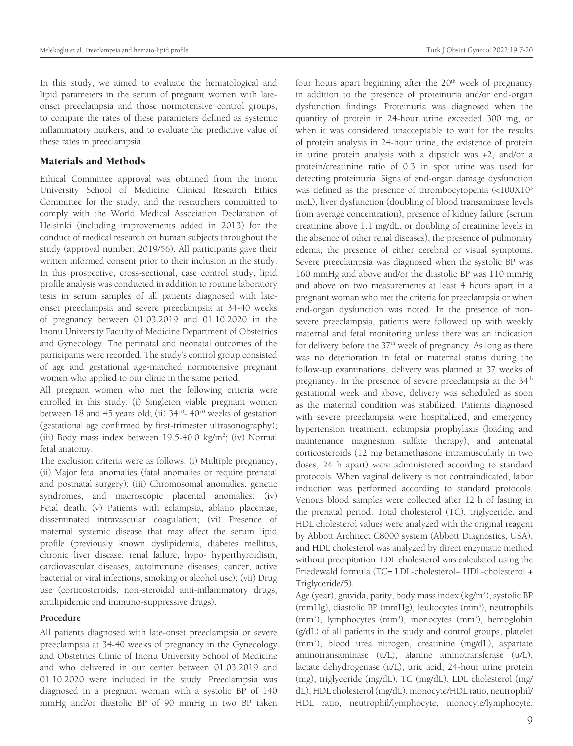In this study, we aimed to evaluate the hematological and lipid parameters in the serum of pregnant women with late-onset preeclampsia and those normotensive control groups, to compare the rates of these parameters defined as systemic inflammatory markers, and to evaluate the predictive value of these rates in preeclampsia.

## Materials and Methods

Ethical Committee approval was obtained from the Inonu University School of Medicine Clinical Research Ethics Committee for the study, and the researchers committed to comply with the World Medical Association Declaration of Helsinki (including improvements added in 2013) for the conduct of medical research on human subjects throughout the study (approval number: 2019/56). All participants gave their written informed consent prior to their inclusion in the study. In this prospective, cross-sectional, case control study, lipid profile analysis was conducted in addition to routine laboratory tests in serum samples of all patients diagnosed with late-onset preeclampsia and severe preeclampsia at 34-40 weeks of pregnancy between 01.03.2019 and 01.10.2020 in the Inonu University Faculty of Medicine Department of Obstetrics and Gynecology. The perinatal and neonatal outcomes of the participants were recorded. The study's control group consisted of age and gestational age-matched normotensive pregnant women who applied to our clinic in the same period.

All pregnant women who met the following criteria were enrolled in this study: (i) Singleton viable pregnant women between 18 and 45 years old; (ii) $34^{+0}$- $40^{+0}$ weeks of gestation (gestational age confirmed by first-trimester ultrasonography); (iii) Body mass index between 19.5-40.0 kg/m$^2$; (iv) Normal fetal anatomy.

The exclusion criteria were as follows: (i) Multiple pregnancy; (ii) Major fetal anomalies (fatal anomalies or require prenatal and postnatal surgery); (iii) Chromosomal anomalies, genetic syndromes, and macroscopic placental anomalies; (iv) Fetal death; (v) Patients with eclampsia, ablatio placentae, disseminated intravascular coagulation; (vi) Presence of maternal systemic disease that may affect the serum lipid profile (previously known dyslipidemia, diabetes mellitus, chronic liver disease, renal failure, hypo- hyperthyroidism, cardiovascular diseases, autoimmune diseases, cancer, active bacterial or viral infections, smoking or alcohol use); (vii) Drug use (corticosteroids, non-steroidal anti-inflammatory drugs, antilipidemic and immuno-suppressive drugs).

### Procedure

All patients diagnosed with late-onset preeclampsia or severe preeclampsia at 34-40 weeks of pregnancy in the Gynecology and Obstetrics Clinic of Inonu University School of Medicine and who delivered in our center between 01.03.2019 and 01.10.2020 were included in the study. Preeclampsia was diagnosed in a pregnant woman with a systolic BP of 140 mmHg and/or diastolic BP of 90 mmHg in two BP taken four hours apart beginning after the 20th week of pregnancy in addition to the presence of proteinuria and/or end-organ dysfunction findings. Proteinuria was diagnosed when the quantity of protein in 24-hour urine exceeded 300 mg, or when it was considered unacceptable to wait for the results of protein analysis in 24-hour urine, the existence of protein in urine protein analysis with a dipstick was +2, and/or a protein/creatinine ratio of 0.3 in spot urine was used for detecting proteinuria. Signs of end-organ damage dysfunction was defined as the presence of thrombocytopenia ($<100X10^3$ mcL), liver dysfunction (doubling of blood transaminase levels from average concentration), presence of kidney failure (serum creatinine above 1.1 mg/dL, or doubling of creatinine levels in the absence of other renal diseases), the presence of pulmonary edema, the presence of either cerebral or visual symptoms. Severe preeclampsia was diagnosed when the systolic BP was 160 mmHg and above and/or the diastolic BP was 110 mmHg and above on two measurements at least 4 hours apart in a pregnant woman who met the criteria for preeclampsia or when end-organ dysfunction was noted. In the presence of non-severe preeclampsia, patients were followed up with weekly maternal and fetal monitoring unless there was an indication for delivery before the 37th week of pregnancy. As long as there was no deterioration in fetal or maternal status during the follow-up examinations, delivery was planned at 37 weeks of pregnancy. In the presence of severe preeclampsia at the 34th gestational week and above, delivery was scheduled as soon as the maternal condition was stabilized. Patients diagnosed with severe preeclampsia were hospitalized, and emergency hypertension treatment, eclampsia prophylaxis (loading and maintenance magnesium sulfate therapy), and antenatal corticosteroids (12 mg betamethasone intramuscularly in two doses, 24 h apart) were administered according to standard protocols. When vaginal delivery is not contraindicated, labor induction was performed according to standard protocols. Venous blood samples were collected after 12 h of fasting in the prenatal period. Total cholesterol (TC), triglyceride, and HDL cholesterol values were analyzed with the original reagent by Abbott Architect C8000 system (Abbott Diagnostics, USA), and HDL cholesterol was analyzed by direct enzymatic method without precipitation. LDL cholesterol was calculated using the Friedewald formula (TC= LDL-cholesterol+ HDL-cholesterol + Triglyceride/5).

Age (year), gravida, parity, body mass index (kg/m$^2$), systolic BP (mmHg), diastolic BP (mmHg), leukocytes (mm$^3$), neutrophils (mm$^3$), lymphocytes (mm$^3$), monocytes (mm$^3$), hemoglobin (g/dL) of all patients in the study and control groups, platelet (mm$^3$), blood urea nitrogen, creatinine (mg/dL), aspartate aminotransaminase (u/L), alanine aminotransferase (u/L), lactate dehydrogenase (u/L), uric acid, 24-hour urine protein (mg), triglyceride (mg/dL), TC (mg/dL), LDL cholesterol (mg/dL), HDL cholesterol (mg/dL), monocyte/HDL ratio, neutrophil/HDL ratio, neutrophil/lymphocyte, monocyte/lymphocyte,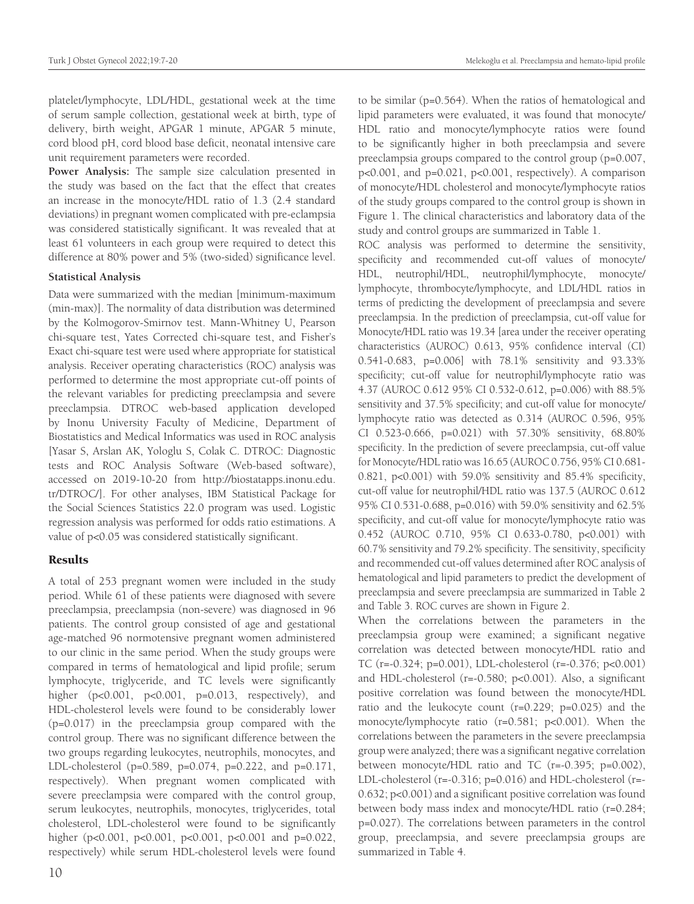platelet/lymphocyte, LDL/HDL, gestational week at the time of serum sample collection, gestational week at birth, type of delivery, birth weight, APGAR 1 minute, APGAR 5 minute, cord blood pH, cord blood base deficit, neonatal intensive care unit requirement parameters were recorded.

**Power Analysis:** The sample size calculation presented in the study was based on the fact that the effect that creates an increase in the monocyte/HDL ratio of 1.3 (2.4 standard deviations) in pregnant women complicated with pre-eclampsia was considered statistically significant. It was revealed that at least 61 volunteers in each group were required to detect this difference at 80% power and 5% (two-sided) significance level.

### Statistical Analysis

Data were summarized with the median [minimum-maximum (min-max)]. The normality of data distribution was determined by the Kolmogorov-Smirnov test. Mann-Whitney U, Pearson chi-square test, Yates Corrected chi-square test, and Fisher's Exact chi-square test were used where appropriate for statistical analysis. Receiver operating characteristics (ROC) analysis was performed to determine the most appropriate cut-off points of the relevant variables for predicting preeclampsia and severe preeclampsia. DTROC web-based application developed by Inonu University Faculty of Medicine, Department of Biostatistics and Medical Informatics was used in ROC analysis [Yasar S, Arslan AK, Yologlu S, Colak C. DTROC: Diagnostic tests and ROC Analysis Software (Web-based software), accessed on 2019-10-20 from http://biostatapps.inonu.edu.tr/DTROC/]. For other analyses, IBM Statistical Package for the Social Sciences Statistics 22.0 program was used. Logistic regression analysis was performed for odds ratio estimations. A value of p<0.05 was considered statistically significant.

## Results

A total of 253 pregnant women were included in the study period. While 61 of these patients were diagnosed with severe preeclampsia, preeclampsia (non-severe) was diagnosed in 96 patients. The control group consisted of age and gestational age-matched 96 normotensive pregnant women administered to our clinic in the same period. When the study groups were compared in terms of hematological and lipid profile; serum lymphocyte, triglyceride, and TC levels were significantly higher (p<0.001, p<0.001, p=0.013, respectively), and HDL-cholesterol levels were found to be considerably lower (p=0.017) in the preeclampsia group compared with the control group. There was no significant difference between the two groups regarding leukocytes, neutrophils, monocytes, and LDL-cholesterol (p=0.589, p=0.074, p=0.222, and p=0.171, respectively). When pregnant women complicated with severe preeclampsia were compared with the control group, serum leukocytes, neutrophils, monocytes, triglycerides, total cholesterol, LDL-cholesterol were found to be significantly higher (p<0.001, p<0.001, p<0.001, p<0.001 and p=0.022, respectively) while serum HDL-cholesterol levels were found to be similar (p=0.564). When the ratios of hematological and lipid parameters were evaluated, it was found that monocyte/HDL ratio and monocyte/lymphocyte ratios were found to be significantly higher in both preeclampsia and severe preeclampsia groups compared to the control group (p=0.007, p<0.001, and p=0.021, p<0.001, respectively). A comparison of monocyte/HDL cholesterol and monocyte/lymphocyte ratios of the study groups compared to the control group is shown in Figure 1. The clinical characteristics and laboratory data of the study and control groups are summarized in Table 1.

ROC analysis was performed to determine the sensitivity, specificity and recommended cut-off values of monocyte/HDL, neutrophil/HDL, neutrophil/lymphocyte, monocyte/lymphocyte, thrombocyte/lymphocyte, and LDL/HDL ratios in terms of predicting the development of preeclampsia and severe preeclampsia. In the prediction of preeclampsia, cut-off value for Monocyte/HDL ratio was 19.34 [area under the receiver operating characteristics (AUROC) 0.613, 95% confidence interval (CI) 0.541-0.683, p=0.006] with 78.1% sensitivity and 93.33% specificity; cut-off value for neutrophil/lymphocyte ratio was 4.37 (AUROC 0.612 95% CI 0.532-0.612, p=0.006) with 88.5% sensitivity and 37.5% specificity; and cut-off value for monocyte/lymphocyte ratio was detected as 0.314 (AUROC 0.596, 95% CI 0.523-0.666, p=0.021) with 57.30% sensitivity, 68.80% specificity. In the prediction of severe preeclampsia, cut-off value for Monocyte/HDL ratio was 16.65 (AUROC 0.756, 95% CI 0.681-0.821, p<0.001) with 59.0% sensitivity and 85.4% specificity, cut-off value for neutrophil/HDL ratio was 137.5 (AUROC 0.612 95% CI 0.531-0.688, p=0.016) with 59.0% sensitivity and 62.5% specificity, and cut-off value for monocyte/lymphocyte ratio was 0.452 (AUROC 0.710, 95% CI 0.633-0.780, p<0.001) with 60.7% sensitivity and 79.2% specificity. The sensitivity, specificity and recommended cut-off values determined after ROC analysis of hematological and lipid parameters to predict the development of preeclampsia and severe preeclampsia are summarized in Table 2 and Table 3. ROC curves are shown in Figure 2.

When the correlations between the parameters in the preeclampsia group were examined; a significant negative correlation was detected between monocyte/HDL ratio and TC (r=-0.324; p=0.001), LDL-cholesterol (r=-0.376; p<0.001) and HDL-cholesterol (r=-0.580; p<0.001). Also, a significant positive correlation was found between the monocyte/HDL ratio and the leukocyte count (r=0.229; p=0.025) and the monocyte/lymphocyte ratio (r=0.581; p<0.001). When the correlations between the parameters in the severe preeclampsia group were analyzed; there was a significant negative correlation between monocyte/HDL ratio and TC (r=-0.395; p=0.002), LDL-cholesterol (r=-0.316; p=0.016) and HDL-cholesterol (r=-0.632; p<0.001) and a significant positive correlation was found between body mass index and monocyte/HDL ratio (r=0.284; p=0.027). The correlations between parameters in the control group, preeclampsia, and severe preeclampsia groups are summarized in Table 4.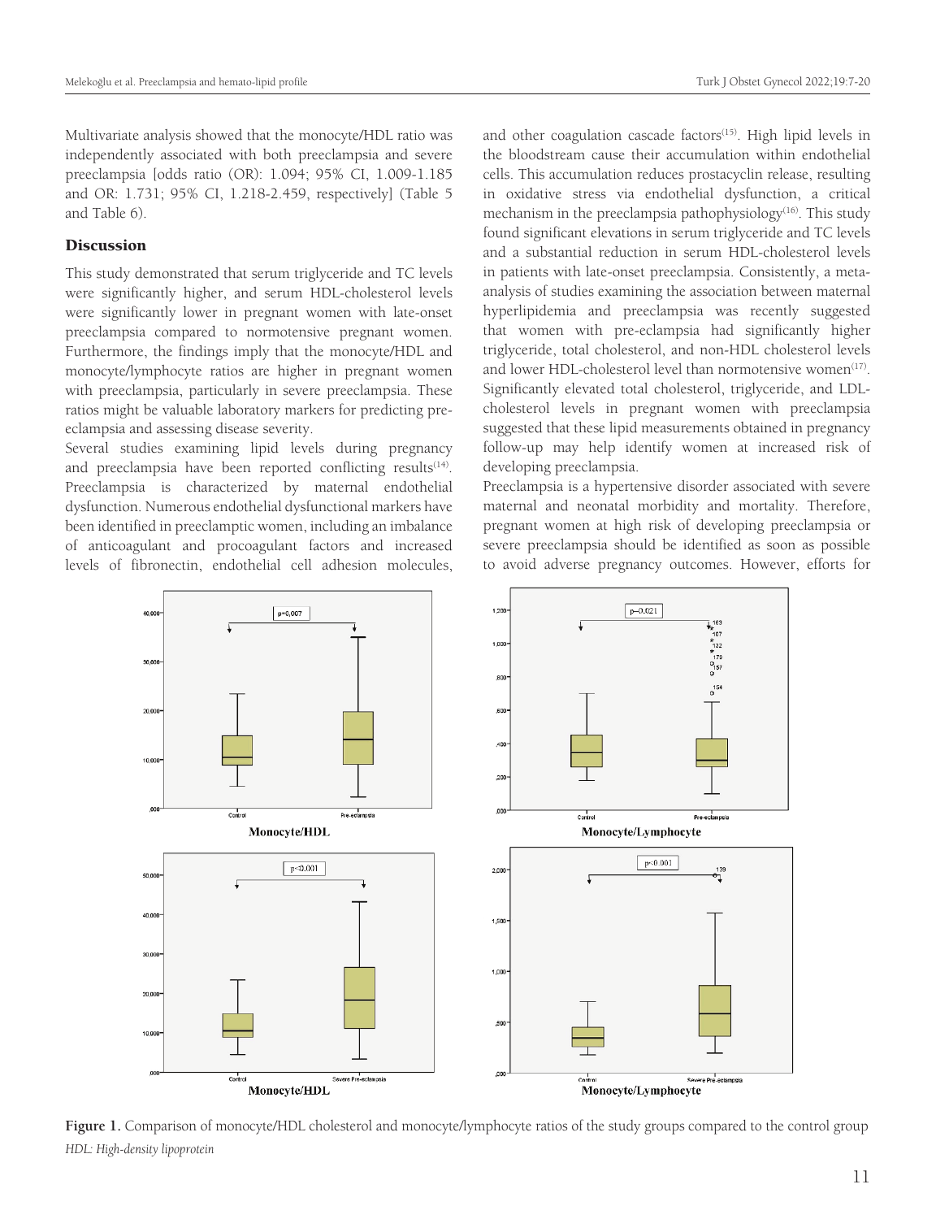Multivariate analysis showed that the monocyte/HDL ratio was independently associated with both preeclampsia and severe preeclampsia [odds ratio (OR): 1.094; 95% CI, 1.009-1.185 and OR: 1.731; 95% CI, 1.218-2.459, respectively] (Table 5 and Table 6).

## Discussion

This study demonstrated that serum triglyceride and TC levels were significantly higher, and serum HDL-cholesterol levels were significantly lower in pregnant women with late-onset preeclampsia compared to normotensive pregnant women. Furthermore, the findings imply that the monocyte/HDL and monocyte/lymphocyte ratios are higher in pregnant women with preeclampsia, particularly in severe preeclampsia. These ratios might be valuable laboratory markers for predicting pre-eclampsia and assessing disease severity.

Several studies examining lipid levels during pregnancy and preeclampsia have been reported conflicting results[14]. Preeclampsia is characterized by maternal endothelial dysfunction. Numerous endothelial dysfunctional markers have been identified in preeclamptic women, including an imbalance of anticoagulant and procoagulant factors and increased levels of fibronectin, endothelial cell adhesion molecules, and other coagulation cascade factors[15]. High lipid levels in the bloodstream cause their accumulation within endothelial cells. This accumulation reduces prostacyclin release, resulting in oxidative stress via endothelial dysfunction, a critical mechanism in the preeclampsia pathophysiology[16]. This study found significant elevations in serum triglyceride and TC levels and a substantial reduction in serum HDL-cholesterol levels in patients with late-onset preeclampsia. Consistently, a meta-analysis of studies examining the association between maternal hyperlipidemia and preeclampsia was recently suggested that women with pre-eclampsia had significantly higher triglyceride, total cholesterol, and non-HDL cholesterol levels and lower HDL-cholesterol level than normotensive women[17]. Significantly elevated total cholesterol, triglyceride, and LDL-cholesterol levels in pregnant women with preeclampsia suggested that these lipid measurements obtained in pregnancy follow-up may help identify women at increased risk of developing preeclampsia.

Preeclampsia is a hypertensive disorder associated with severe maternal and neonatal morbidity and mortality. Therefore, pregnant women at high risk of developing preeclampsia or severe preeclampsia should be identified as soon as possible to avoid adverse pregnancy outcomes. However, efforts for

**Figure 1.** Comparison of monocyte/HDL cholesterol and monocyte/lymphocyte ratios of the study groups compared to the control group
*HDL: High-density lipoprotein*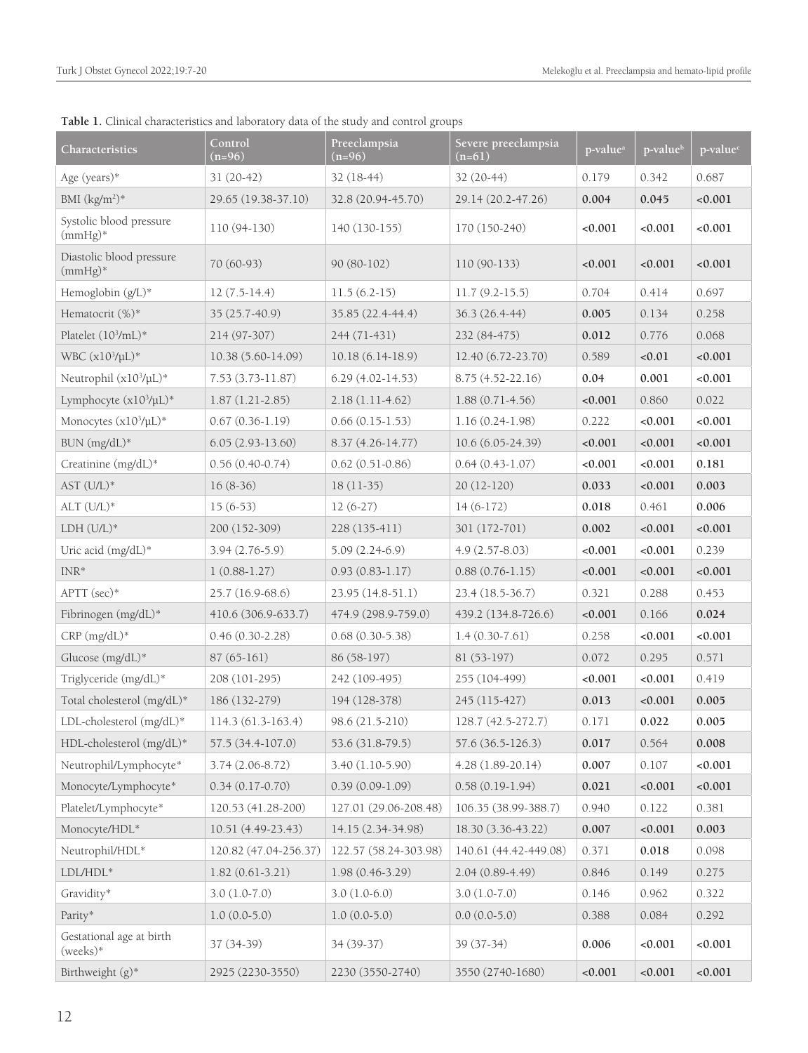**Table 1.** Clinical characteristics and laboratory data of the study and control groups

| Characteristics | Control (n=96) | Preeclampsia (n=96) | Severe preeclampsia (n=61) | p-value[a] | p-value[b] | p-value[c] |
|---|---|---|---|---|---|---|
| Age (years)* | 31 (20-42) | 32 (18-44) | 32 (20-44) | 0.179 | 0.342 | 0.687 |
| BMI (kg/m$^2$)* | 29.65 (19.38-37.10) | 32.8 (20.94-45.70) | 29.14 (20.2-47.26) | **0.004** | **0.045** | **<0.001** |
| Systolic blood pressure (mmHg)* | 110 (94-130) | 140 (130-155) | 170 (150-240) | **<0.001** | **<0.001** | **<0.001** |
| Diastolic blood pressure (mmHg)* | 70 (60-93) | 90 (80-102) | 110 (90-133) | **<0.001** | **<0.001** | **<0.001** |
| Hemoglobin (g/L)* | 12 (7.5-14.4) | 11.5 (6.2-15) | 11.7 (9.2-15.5) | 0.704 | 0.414 | 0.697 |
| Hematocrit (%)* | 35 (25.7-40.9) | 35.85 (22.4-44.4) | 36.3 (26.4-44) | **0.005** | 0.134 | 0.258 |
| Platelet (10$^3$/mL)* | 214 (97-307) | 244 (71-431) | 232 (84-475) | **0.012** | 0.776 | 0.068 |
| WBC (x10$^3$/μL)* | 10.38 (5.60-14.09) | 10.18 (6.14-18.9) | 12.40 (6.72-23.70) | 0.589 | **<0.01** | **<0.001** |
| Neutrophil (x10$^3$/μL)* | 7.53 (3.73-11.87) | 6.29 (4.02-14.53) | 8.75 (4.52-22.16) | **0.04** | **0.001** | **<0.001** |
| Lymphocyte (x10$^3$/μL)* | 1.87 (1.21-2.85) | 2.18 (1.11-4.62) | 1.88 (0.71-4.56) | **<0.001** | 0.860 | 0.022 |
| Monocytes (x10$^3$/μL)* | 0.67 (0.36-1.19) | 0.66 (0.15-1.53) | 1.16 (0.24-1.98) | 0.222 | **<0.001** | **<0.001** |
| BUN (mg/dL)* | 6.05 (2.93-13.60) | 8.37 (4.26-14.77) | 10.6 (6.05-24.39) | **<0.001** | **<0.001** | **<0.001** |
| Creatinine (mg/dL)* | 0.56 (0.40-0.74) | 0.62 (0.51-0.86) | 0.64 (0.43-1.07) | **<0.001** | **<0.001** | **0.181** |
| AST (U/L)* | 16 (8-36) | 18 (11-35) | 20 (12-120) | **0.033** | **<0.001** | **0.003** |
| ALT (U/L)* | 15 (6-53) | 12 (6-27) | 14 (6-172) | **0.018** | 0.461 | **0.006** |
| LDH (U/L)* | 200 (152-309) | 228 (135-411) | 301 (172-701) | **0.002** | **<0.001** | **<0.001** |
| Uric acid (mg/dL)* | 3.94 (2.76-5.9) | 5.09 (2.24-6.9) | 4.9 (2.57-8.03) | **<0.001** | **<0.001** | 0.239 |
| INR* | 1 (0.88-1.27) | 0.93 (0.83-1.17) | 0.88 (0.76-1.15) | **<0.001** | **<0.001** | **<0.001** |
| APTT (sec)* | 25.7 (16.9-68.6) | 23.95 (14.8-51.1) | 23.4 (18.5-36.7) | 0.321 | 0.288 | 0.453 |
| Fibrinogen (mg/dL)* | 410.6 (306.9-633.7) | 474.9 (298.9-759.0) | 439.2 (134.8-726.6) | **<0.001** | 0.166 | **0.024** |
| CRP (mg/dL)* | 0.46 (0.30-2.28) | 0.68 (0.30-5.38) | 1.4 (0.30-7.61) | 0.258 | **<0.001** | **<0.001** |
| Glucose (mg/dL)* | 87 (65-161) | 86 (58-197) | 81 (53-197) | 0.072 | 0.295 | 0.571 |
| Triglyceride (mg/dL)* | 208 (101-295) | 242 (109-495) | 255 (104-499) | **<0.001** | **<0.001** | 0.419 |
| Total cholesterol (mg/dL)* | 186 (132-279) | 194 (128-378) | 245 (115-427) | **0.013** | **<0.001** | **0.005** |
| LDL-cholesterol (mg/dL)* | 114.3 (61.3-163.4) | 98.6 (21.5-210) | 128.7 (42.5-272.7) | 0.171 | **0.022** | **0.005** |
| HDL-cholesterol (mg/dL)* | 57.5 (34.4-107.0) | 53.6 (31.8-79.5) | 57.6 (36.5-126.3) | **0.017** | 0.564 | **0.008** |
| Neutrophil/Lymphocyte* | 3.74 (2.06-8.72) | 3.40 (1.10-5.90) | 4.28 (1.89-20.14) | **0.007** | 0.107 | **<0.001** |
| Monocyte/Lymphocyte* | 0.34 (0.17-0.70) | 0.39 (0.09-1.09) | 0.58 (0.19-1.94) | **0.021** | **<0.001** | **<0.001** |
| Platelet/Lymphocyte* | 120.53 (41.28-200) | 127.01 (29.06-208.48) | 106.35 (38.99-388.7) | 0.940 | 0.122 | 0.381 |
| Monocyte/HDL* | 10.51 (4.49-23.43) | 14.15 (2.34-34.98) | 18.30 (3.36-43.22) | **0.007** | **<0.001** | **0.003** |
| Neutrophil/HDL* | 120.82 (47.04-256.37) | 122.57 (58.24-303.98) | 140.61 (44.42-449.08) | 0.371 | **0.018** | 0.098 |
| LDL/HDL* | 1.82 (0.61-3.21) | 1.98 (0.46-3.29) | 2.04 (0.89-4.49) | 0.846 | 0.149 | 0.275 |
| Gravidity* | 3.0 (1.0-7.0) | 3.0 (1.0-6.0) | 3.0 (1.0-7.0) | 0.146 | 0.962 | 0.322 |
| Parity* | 1.0 (0.0-5.0) | 1.0 (0.0-5.0) | 0.0 (0.0-5.0) | 0.388 | 0.084 | 0.292 |
| Gestational age at birth (weeks)* | 37 (34-39) | 34 (39-37) | 39 (37-34) | **0.006** | **<0.001** | **<0.001** |
| Birthweight (g)* | 2925 (2230-3550) | 2230 (3550-2740) | 3550 (2740-1680) | **<0.001** | **<0.001** | **<0.001** |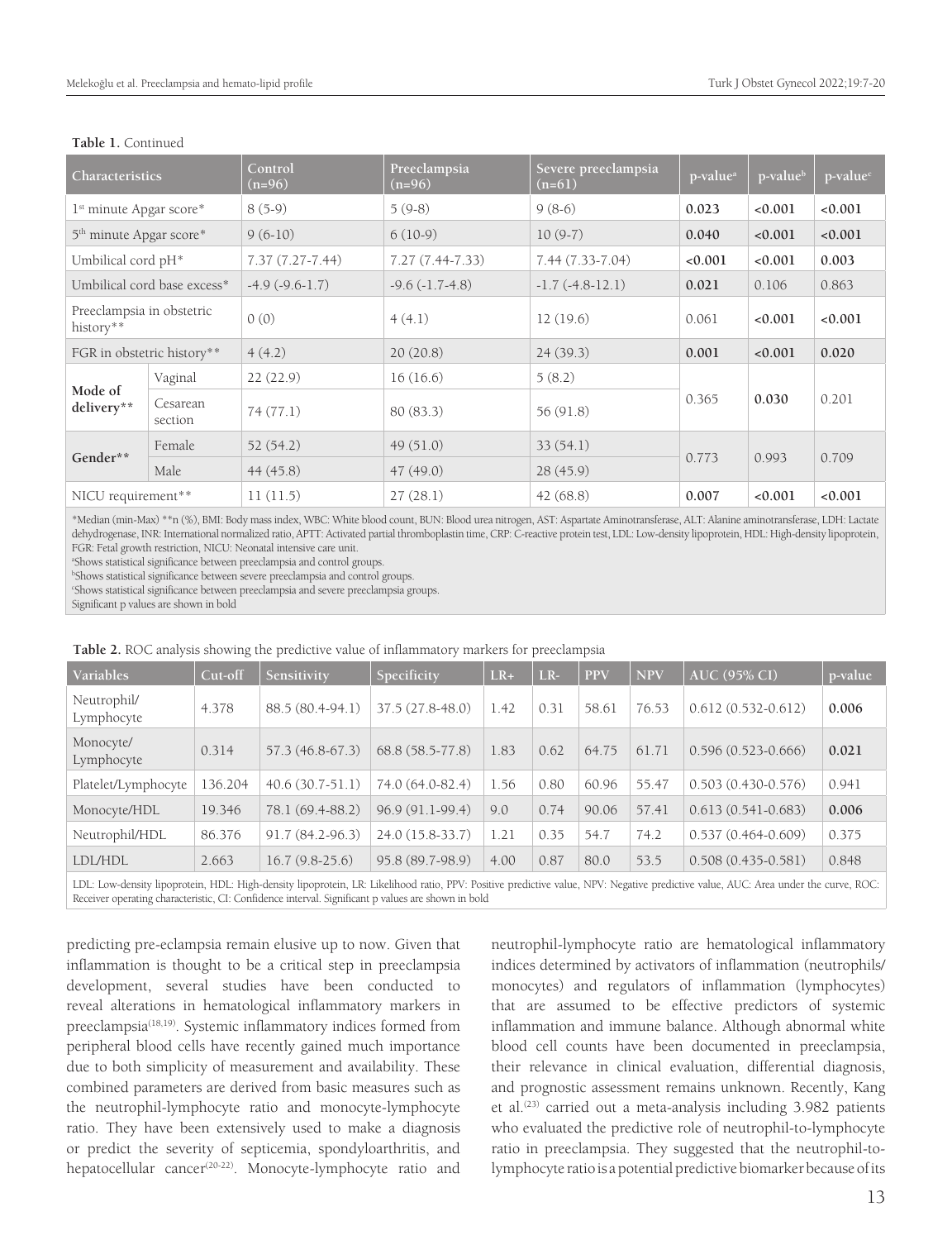**Table 1.** Continued

| Characteristics | | Control (n=96) | Preeclampsia (n=96) | Severe preeclampsia (n=61) | p-value[a] | p-value[b] | p-value[c] |
|---|---|---|---|---|---|---|---|
| 1st minute Apgar score* | | 8 (5-9) | 5 (9-8) | 9 (8-6) | **0.023** | **<0.001** | **<0.001** |
| 5th minute Apgar score* | | 9 (6-10) | 6 (10-9) | 10 (9-7) | **0.040** | **<0.001** | **<0.001** |
| Umbilical cord pH* | | 7.37 (7.27-7.44) | 7.27 (7.44-7.33) | 7.44 (7.33-7.04) | **<0.001** | **<0.001** | **0.003** |
| Umbilical cord base excess* | | -4.9 (-9.6-1.7) | -9.6 (-1.7-4.8) | -1.7 (-4.8-12.1) | **0.021** | 0.106 | 0.863 |
| Preeclampsia in obstetric history** | | 0 (0) | 4 (4.1) | 12 (19.6) | 0.061 | **<0.001** | **<0.001** |
| FGR in obstetric history** | | 4 (4.2) | 20 (20.8) | 24 (39.3) | **0.001** | **<0.001** | **0.020** |
| **Mode of delivery**** | Vaginal | 22 (22.9) | 16 (16.6) | 5 (8.2) | 0.365 | **0.030** | 0.201 |
| | Cesarean section | 74 (77.1) | 80 (83.3) | 56 (91.8) | | | |
| **Gender**** | Female | 52 (54.2) | 49 (51.0) | 33 (54.1) | 0.773 | 0.993 | 0.709 |
| | Male | 44 (45.8) | 47 (49.0) | 28 (45.9) | | | |
| NICU requirement** | | 11 (11.5) | 27 (28.1) | 42 (68.8) | **0.007** | **<0.001** | **<0.001** |

*Median (min-Max) **n (%), BMI: Body mass index, WBC: White blood count, BUN: Blood urea nitrogen, AST: Aspartate Aminotransferase, ALT: Alanine aminotransferase, LDH: Lactate dehydrogenase, INR: International normalized ratio, APTT: Activated partial thromboplastin time, CRP: C-reactive protein test, LDL: Low-density lipoprotein, HDL: High-density lipoprotein, FGR: Fetal growth restriction, NICU: Neonatal intensive care unit.
[a]Shows statistical significance between preeclampsia and control groups.
[b]Shows statistical significance between severe preeclampsia and control groups.
[c]Shows statistical significance between preeclampsia and severe preeclampsia groups.
Significant p values are shown in bold

**Table 2.** ROC analysis showing the predictive value of inflammatory markers for preeclampsia

| Variables | Cut-off | Sensitivity | Specificity | LR+ | LR- | PPV | NPV | AUC (95% CI) | p-value |
|---|---|---|---|---|---|---|---|---|---|
| Neutrophil/Lymphocyte | 4.378 | 88.5 (80.4-94.1) | 37.5 (27.8-48.0) | 1.42 | 0.31 | 58.61 | 76.53 | 0.612 (0.532-0.612) | **0.006** |
| Monocyte/Lymphocyte | 0.314 | 57.3 (46.8-67.3) | 68.8 (58.5-77.8) | 1.83 | 0.62 | 64.75 | 61.71 | 0.596 (0.523-0.666) | **0.021** |
| Platelet/Lymphocyte | 136.204 | 40.6 (30.7-51.1) | 74.0 (64.0-82.4) | 1.56 | 0.80 | 60.96 | 55.47 | 0.503 (0.430-0.576) | 0.941 |
| Monocyte/HDL | 19.346 | 78.1 (69.4-88.2) | 96.9 (91.1-99.4) | 9.0 | 0.74 | 90.06 | 57.41 | 0.613 (0.541-0.683) | **0.006** |
| Neutrophil/HDL | 86.376 | 91.7 (84.2-96.3) | 24.0 (15.8-33.7) | 1.21 | 0.35 | 54.7 | 74.2 | 0.537 (0.464-0.609) | 0.375 |
| LDL/HDL | 2.663 | 16.7 (9.8-25.6) | 95.8 (89.7-98.9) | 4.00 | 0.87 | 80.0 | 53.5 | 0.508 (0.435-0.581) | 0.848 |

LDL: Low-density lipoprotein, HDL: High-density lipoprotein, LR: Likelihood ratio, PPV: Positive predictive value, NPV: Negative predictive value, AUC: Area under the curve, ROC: Receiver operating characteristic, CI: Confidence interval. Significant p values are shown in bold

predicting pre-eclampsia remain elusive up to now. Given that inflammation is thought to be a critical step in preeclampsia development, several studies have been conducted to reveal alterations in hematological inflammatory markers in preeclampsia[18,19]. Systemic inflammatory indices formed from peripheral blood cells have recently gained much importance due to both simplicity of measurement and availability. These combined parameters are derived from basic measures such as the neutrophil-lymphocyte ratio and monocyte-lymphocyte ratio. They have been extensively used to make a diagnosis or predict the severity of septicemia, spondyloarthritis, and hepatocellular cancer[20-22]. Monocyte-lymphocyte ratio and neutrophil-lymphocyte ratio are hematological inflammatory indices determined by activators of inflammation (neutrophils/monocytes) and regulators of inflammation (lymphocytes) that are assumed to be effective predictors of systemic inflammation and immune balance. Although abnormal white blood cell counts have been documented in preeclampsia, their relevance in clinical evaluation, differential diagnosis, and prognostic assessment remains unknown. Recently, Kang et al.[23] carried out a meta-analysis including 3.982 patients who evaluated the predictive role of neutrophil-to-lymphocyte ratio in preeclampsia. They suggested that the neutrophil-to-lymphocyte ratio is a potential predictive biomarker because of its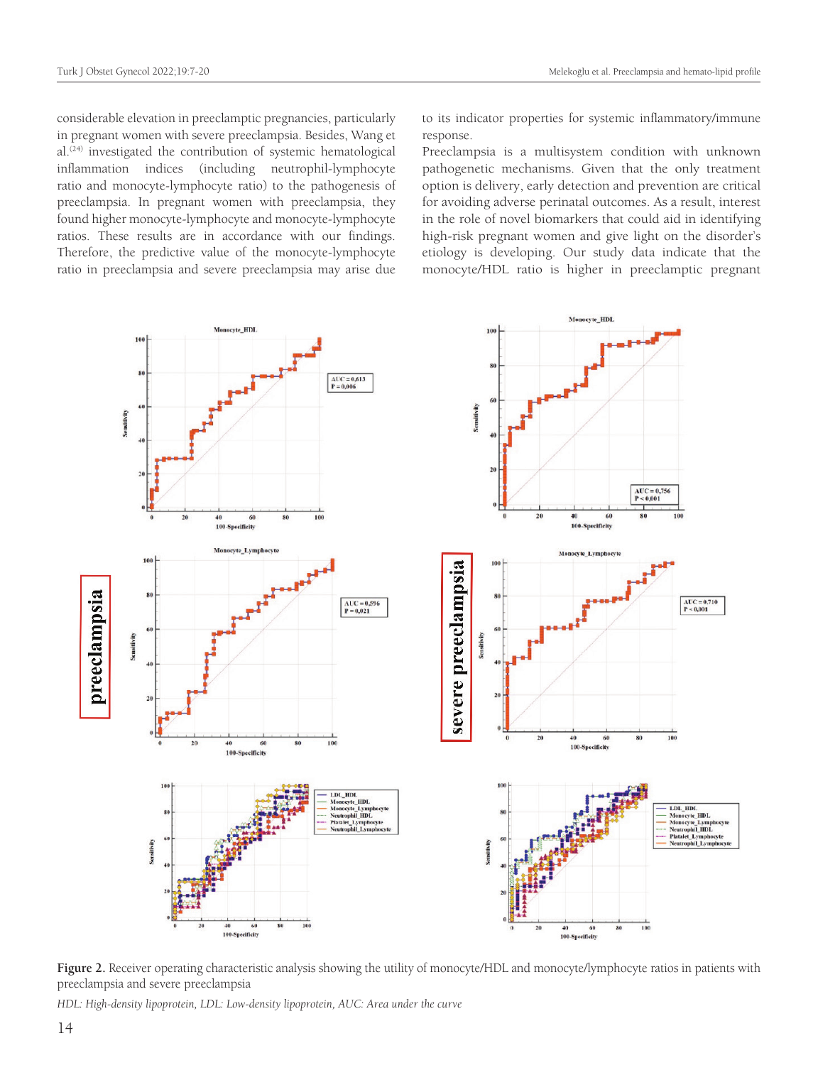considerable elevation in preeclamptic pregnancies, particularly in pregnant women with severe preeclampsia. Besides, Wang et al.[24] investigated the contribution of systemic hematological inflammation indices (including neutrophil-lymphocyte ratio and monocyte-lymphocyte ratio) to the pathogenesis of preeclampsia. In pregnant women with preeclampsia, they found higher monocyte-lymphocyte and monocyte-lymphocyte ratios. These results are in accordance with our findings. Therefore, the predictive value of the monocyte-lymphocyte ratio in preeclampsia and severe preeclampsia may arise due to its indicator properties for systemic inflammatory/immune response.

Preeclampsia is a multisystem condition with unknown pathogenetic mechanisms. Given that the only treatment option is delivery, early detection and prevention are critical for avoiding adverse perinatal outcomes. As a result, interest in the role of novel biomarkers that could aid in identifying high-risk pregnant women and give light on the disorder's etiology is developing. Our study data indicate that the monocyte/HDL ratio is higher in preeclamptic pregnant

**Figure 2.** Receiver operating characteristic analysis showing the utility of monocyte/HDL and monocyte/lymphocyte ratios in patients with preeclampsia and severe preeclampsia

*HDL: High-density lipoprotein, LDL: Low-density lipoprotein, AUC: Area under the curve*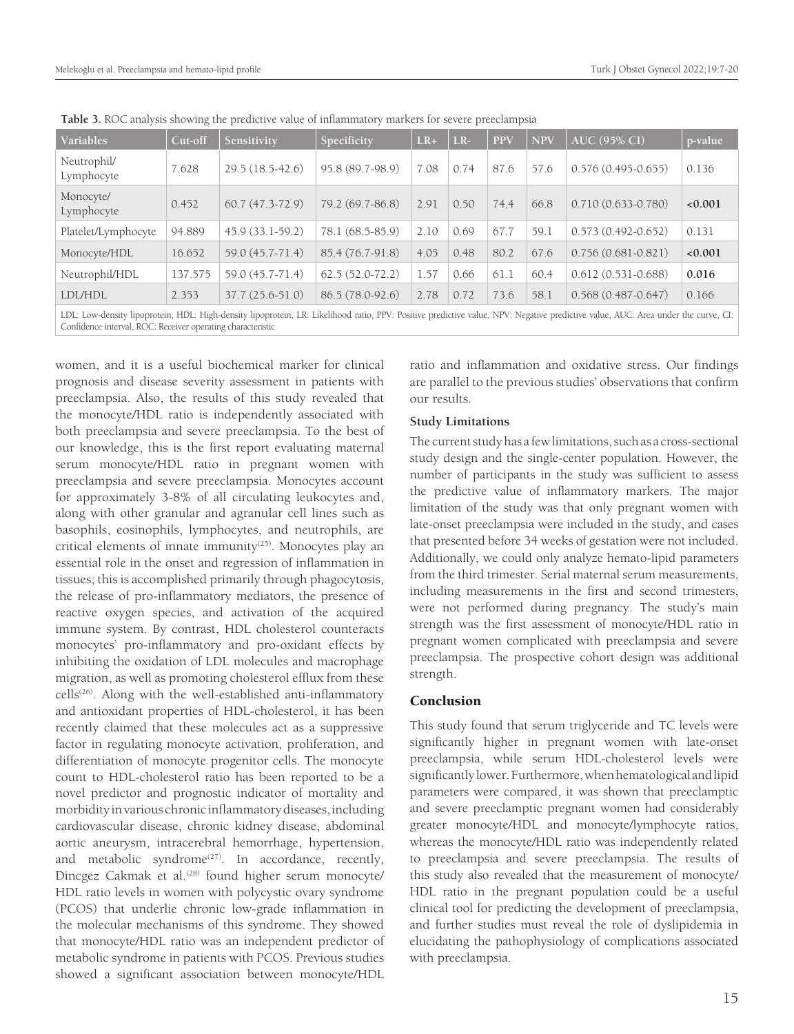**Table 3.** ROC analysis showing the predictive value of inflammatory markers for severe preeclampsia

| Variables | Cut-off | Sensitivity | Specificity | LR+ | LR- | PPV | NPV | AUC (95% CI) | p-value |
|---|---|---|---|---|---|---|---|---|---|
| Neutrophil/ Lymphocyte | 7.628 | 29.5 (18.5-42.6) | 95.8 (89.7-98.9) | 7.08 | 0.74 | 87.6 | 57.6 | 0.576 (0.495-0.655) | 0.136 |
| Monocyte/ Lymphocyte | 0.452 | 60.7 (47.3-72.9) | 79.2 (69.7-86.8) | 2.91 | 0.50 | 74.4 | 66.8 | 0.710 (0.633-0.780) | **<0.001** |
| Platelet/Lymphocyte | 94.889 | 45.9 (33.1-59.2) | 78.1 (68.5-85.9) | 2.10 | 0.69 | 67.7 | 59.1 | 0.573 (0.492-0.652) | 0.131 |
| Monocyte/HDL | 16.652 | 59.0 (45.7-71.4) | 85.4 (76.7-91.8) | 4.05 | 0.48 | 80.2 | 67.6 | 0.756 (0.681-0.821) | **<0.001** |
| Neutrophil/HDL | 137.575 | 59.0 (45.7-71.4) | 62.5 (52.0-72.2) | 1.57 | 0.66 | 61.1 | 60.4 | 0.612 (0.531-0.688) | **0.016** |
| LDL/HDL | 2.353 | 37.7 (25.6-51.0) | 86.5 (78.0-92.6) | 2.78 | 0.72 | 73.6 | 58.1 | 0.568 (0.487-0.647) | 0.166 |

LDL: Low-density lipoprotein, HDL: High-density lipoprotein, LR: Likelihood ratio, PPV: Positive predictive value, NPV: Negative predictive value, AUC: Area under the curve, CI: Confidence interval, ROC: Receiver operating characteristic

women, and it is a useful biochemical marker for clinical prognosis and disease severity assessment in patients with preeclampsia. Also, the results of this study revealed that the monocyte/HDL ratio is independently associated with both preeclampsia and severe preeclampsia. To the best of our knowledge, this is the first report evaluating maternal serum monocyte/HDL ratio in pregnant women with preeclampsia and severe preeclampsia. Monocytes account for approximately 3-8% of all circulating leukocytes and, along with other granular and agranular cell lines such as basophils, eosinophils, lymphocytes, and neutrophils, are critical elements of innate immunity[25]. Monocytes play an essential role in the onset and regression of inflammation in tissues; this is accomplished primarily through phagocytosis, the release of pro-inflammatory mediators, the presence of reactive oxygen species, and activation of the acquired immune system. By contrast, HDL cholesterol counteracts monocytes' pro-inflammatory and pro-oxidant effects by inhibiting the oxidation of LDL molecules and macrophage migration, as well as promoting cholesterol efflux from these cells[26]. Along with the well-established anti-inflammatory and antioxidant properties of HDL-cholesterol, it has been recently claimed that these molecules act as a suppressive factor in regulating monocyte activation, proliferation, and differentiation of monocyte progenitor cells. The monocyte count to HDL-cholesterol ratio has been reported to be a novel predictor and prognostic indicator of mortality and morbidity in various chronic inflammatory diseases, including cardiovascular disease, chronic kidney disease, abdominal aortic aneurysm, intracerebral hemorrhage, hypertension, and metabolic syndrome[27]. In accordance, recently, Dincgez Cakmak et al.[28] found higher serum monocyte/HDL ratio levels in women with polycystic ovary syndrome (PCOS) that underlie chronic low-grade inflammation in the molecular mechanisms of this syndrome. They showed that monocyte/HDL ratio was an independent predictor of metabolic syndrome in patients with PCOS. Previous studies showed a significant association between monocyte/HDL ratio and inflammation and oxidative stress. Our findings are parallel to the previous studies' observations that confirm our results.

### Study Limitations

The current study has a few limitations, such as a cross-sectional study design and the single-center population. However, the number of participants in the study was sufficient to assess the predictive value of inflammatory markers. The major limitation of the study was that only pregnant women with late-onset preeclampsia were included in the study, and cases that presented before 34 weeks of gestation were not included. Additionally, we could only analyze hemato-lipid parameters from the third trimester. Serial maternal serum measurements, including measurements in the first and second trimesters, were not performed during pregnancy. The study's main strength was the first assessment of monocyte/HDL ratio in pregnant women complicated with preeclampsia and severe preeclampsia. The prospective cohort design was additional strength.

## Conclusion

This study found that serum triglyceride and TC levels were significantly higher in pregnant women with late-onset preeclampsia, while serum HDL-cholesterol levels were significantly lower. Furthermore, when hematological and lipid parameters were compared, it was shown that preeclamptic and severe preeclamptic pregnant women had considerably greater monocyte/HDL and monocyte/lymphocyte ratios, whereas the monocyte/HDL ratio was independently related to preeclampsia and severe preeclampsia. The results of this study also revealed that the measurement of monocyte/HDL ratio in the pregnant population could be a useful clinical tool for predicting the development of preeclampsia, and further studies must reveal the role of dyslipidemia in elucidating the pathophysiology of complications associated with preeclampsia.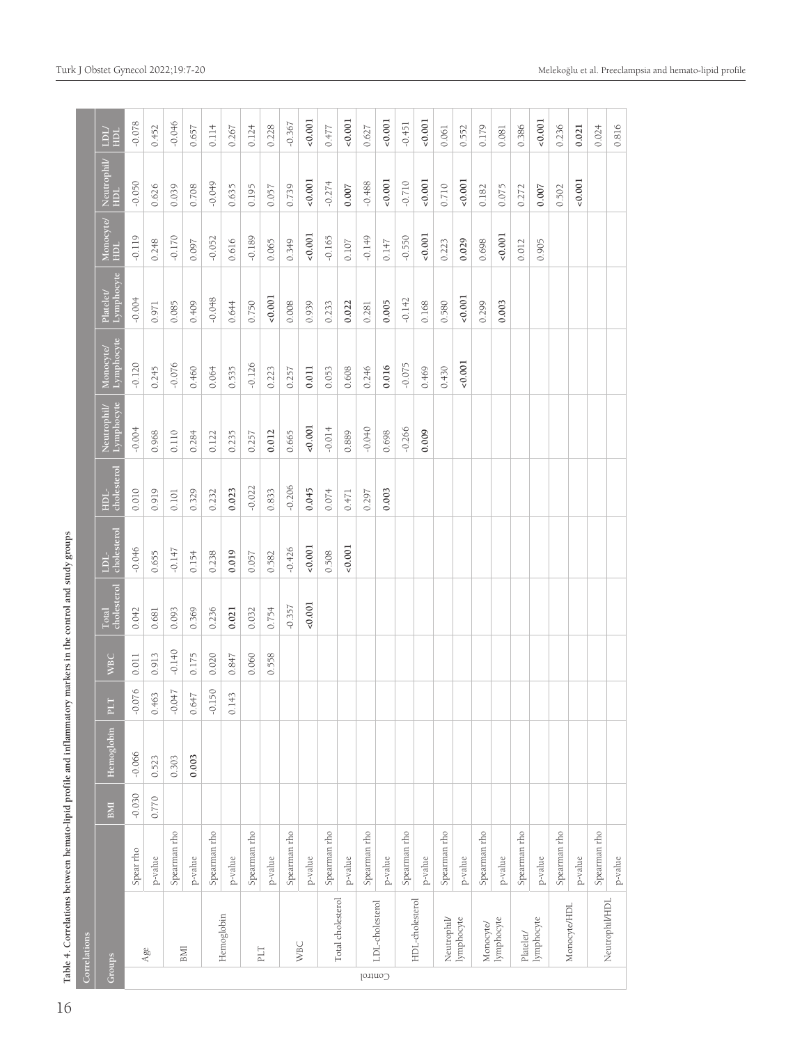**Table 4.** Correlations between hemato-lipid profile and inflammatory markers in the control and study groups

| Correlations | | | | | | | | | | | | | | | | |
|---|---|---|---|---|---|---|---|---|---|---|---|---|---|---|---|---|
| Groups | | | BMI | Hemoglobin | PLT | WBC | Total cholesterol | LDL-cholesterol | HDL-cholesterol | Neutrophil/Lymphocyte | Monocyte/Lymphocyte | Platelet/Lymphocyte | Monocyte/HDL | Neutrophil/HDL | LDL/HDL |
| Control | Age | Spear rho | -0.030 | -0.066 | -0.076 | 0.011 | 0.042 | -0.046 | 0.010 | -0.004 | -0.120 | -0.004 | -0.119 | -0.050 | -0.078 |
| | | p-value | 0.770 | 0.523 | 0.463 | 0.913 | 0.681 | 0.655 | 0.919 | 0.968 | 0.245 | 0.971 | 0.248 | 0.626 | 0.452 |
| | BMI | Spearman rho | | 0.303 | -0.047 | -0.140 | 0.093 | -0.147 | 0.101 | 0.110 | -0.076 | 0.085 | -0.170 | 0.039 | -0.046 |
| | | p-value | | **0.003** | 0.647 | 0.175 | 0.369 | 0.154 | 0.329 | 0.284 | 0.460 | 0.409 | 0.097 | 0.708 | 0.657 |
| | Hemoglobin | Spearman rho | | | -0.150 | 0.020 | 0.236 | 0.238 | 0.232 | 0.122 | 0.064 | -0.048 | -0.052 | -0.049 | 0.114 |
| | | p-value | | | 0.143 | 0.847 | **0.021** | **0.019** | **0.023** | 0.235 | 0.535 | 0.644 | 0.616 | 0.635 | 0.267 |
| | PLT | Spearman rho | | | | 0.060 | 0.032 | 0.057 | -0.022 | 0.257 | -0.126 | 0.750 | -0.189 | 0.195 | 0.124 |
| | | p-value | | | | 0.558 | 0.754 | 0.582 | 0.833 | **0.012** | 0.223 | **<0.001** | 0.065 | 0.057 | 0.228 |
| | WBC | Spearman rho | | | | | -0.357 | -0.426 | -0.206 | 0.665 | 0.257 | 0.008 | 0.349 | 0.739 | -0.367 |
| | | p-value | | | | | **<0.001** | **<0.001** | **0.045** | **<0.001** | **0.011** | 0.939 | **<0.001** | **<0.001** | **<0.001** |
| | Total cholesterol | Spearman rho | | | | | | 0.508 | 0.074 | -0.014 | 0.053 | 0.233 | -0.165 | -0.274 | 0.477 |
| | | p-value | | | | | | **<0.001** | 0.471 | 0.889 | 0.608 | **0.022** | 0.107 | **0.007** | **<0.001** |
| | LDL-cholesterol | Spearman rho | | | | | | | 0.297 | -0.040 | 0.246 | 0.281 | -0.149 | -0.488 | 0.627 |
| | | p-value | | | | | | | **0.003** | 0.698 | **0.016** | **0.005** | 0.147 | **<0.001** | **<0.001** |
| | HDL-cholesterol | Spearman rho | | | | | | | | -0.266 | -0.075 | -0.142 | -0.550 | -0.710 | -0.451 |
| | | p-value | | | | | | | | **0.009** | 0.469 | 0.168 | **<0.001** | **<0.001** | **<0.001** |
| | Neutrophil/lymphocyte | Spearman rho | | | | | | | | | 0.430 | 0.580 | 0.223 | 0.710 | 0.061 |
| | | p-value | | | | | | | | | **<0.001** | **<0.001** | **0.029** | **<0.001** | 0.552 |
| | Monocyte/lymphocyte | Spearman rho | | | | | | | | | | 0.299 | 0.698 | 0.182 | 0.179 |
| | | p-value | | | | | | | | | | **0.003** | **<0.001** | 0.075 | 0.081 |
| | Platelet/lymphocyte | Spearman rho | | | | | | | | | | | 0.012 | 0.272 | 0.386 |
| | | p-value | | | | | | | | | | | 0.905 | **0.007** | **<0.001** |
| | Monocyte/HDL | Spearman rho | | | | | | | | | | | | 0.502 | 0.236 |
| | | p-value | | | | | | | | | | | | **<0.001** | **0.021** |
| | Neutrophil/HDL | Spearman rho | | | | | | | | | | | | | 0.024 |
| | | p-value | | | | | | | | | | | | | 0.816 |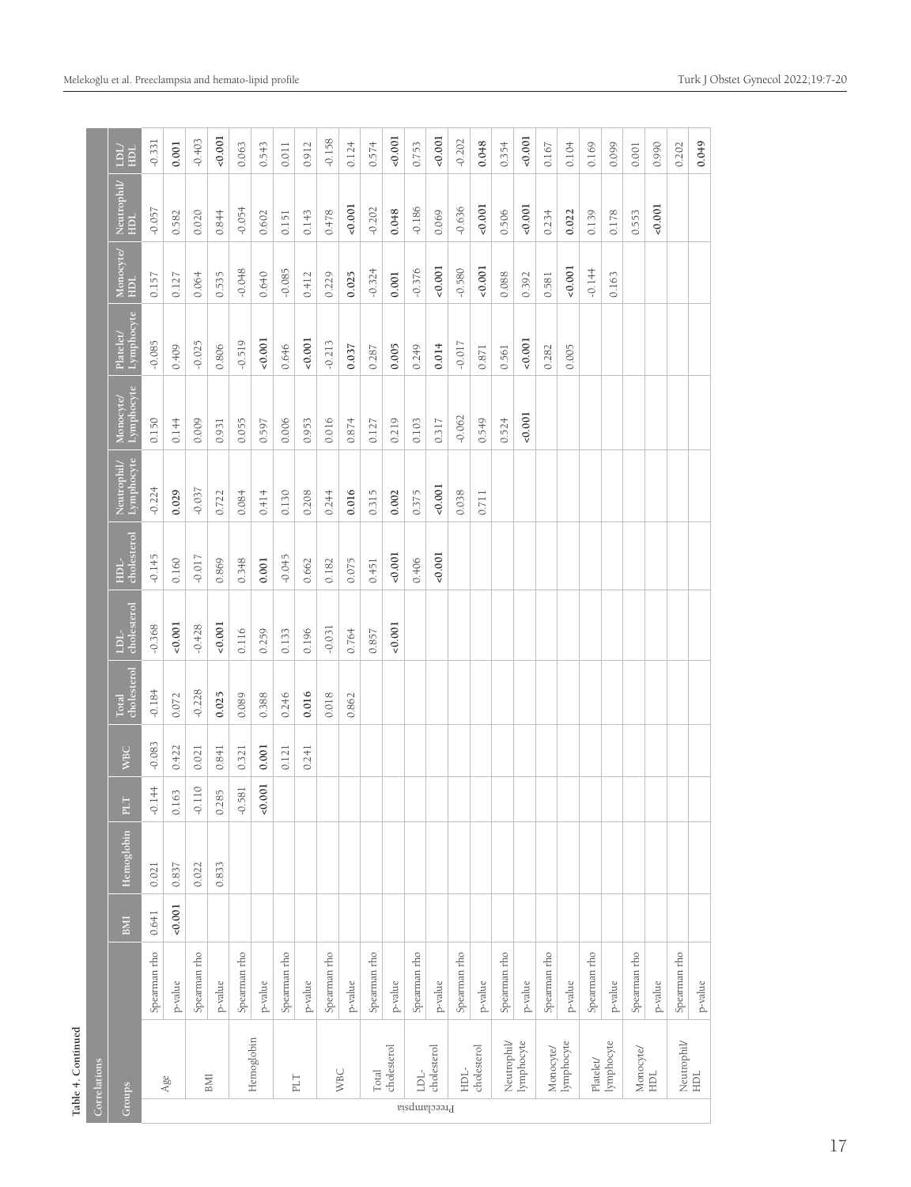**Table 4. Continued**

| Correlations | | | | | | | | | | | | | | | | | |
|---|---|---|---|---|---|---|---|---|---|---|---|---|---|---|---|---|---|
| Groups | | | BMI | Hemoglobin | PLT | WBC | Total cholesterol | LDL-cholesterol | HDL-cholesterol | Neutrophil/Lymphocyte | Monocyte/Lymphocyte | Platelet/Lymphocyte | Monocyte/HDL | Neutrophil/HDL | LDL/HDL |
| Preeclampsia | Age | Spearman rho | 0.641 | 0.021 | -0.144 | -0.083 | -0.184 | -0.368 | -0.145 | -0.224 | 0.150 | -0.085 | 0.157 | -0.057 | -0.331 |
| | | p-value | **<0.001** | 0.837 | 0.163 | 0.422 | 0.072 | **<0.001** | 0.160 | **0.029** | 0.144 | 0.409 | 0.127 | 0.582 | **0.001** |
| | BMI | Spearman rho | | 0.022 | -0.110 | 0.021 | -0.228 | -0.428 | -0.017 | -0.037 | 0.009 | -0.025 | 0.064 | 0.020 | -0.403 |
| | | p-value | | 0.833 | 0.285 | 0.841 | **0.025** | **<0.001** | 0.869 | 0.722 | 0.931 | 0.806 | 0.535 | 0.844 | **<0.001** |
| | Hemoglobin | Spearman rho | | | -0.581 | 0.321 | 0.089 | 0.116 | 0.348 | 0.084 | 0.055 | -0.519 | -0.048 | -0.054 | 0.063 |
| | | p-value | | | **<0.001** | **0.001** | 0.388 | 0.259 | **0.001** | 0.414 | 0.597 | **<0.001** | 0.640 | 0.602 | 0.543 |
| | PLT | Spearman rho | | | | 0.121 | 0.246 | 0.133 | -0.045 | 0.130 | 0.006 | 0.646 | -0.085 | 0.151 | 0.011 |
| | | p-value | | | | 0.241 | **0.016** | 0.196 | 0.662 | 0.208 | 0.953 | **<0.001** | 0.412 | 0.143 | 0.912 |
| | WBC | Spearman rho | | | | | 0.018 | -0.031 | 0.182 | 0.244 | 0.016 | -0.213 | 0.229 | 0.478 | -0.158 |
| | | p-value | | | | | 0.862 | 0.764 | 0.075 | **0.016** | 0.874 | **0.037** | **0.025** | **<0.001** | 0.124 |
| | Total cholesterol | Spearman rho | | | | | | 0.857 | 0.451 | 0.315 | 0.127 | 0.287 | -0.324 | -0.202 | 0.574 |
| | | p-value | | | | | | **<0.001** | **<0.001** | **0.002** | 0.219 | **0.005** | **0.001** | **0.048** | **<0.001** |
| | LDL-cholesterol | Spearman rho | | | | | | | 0.406 | 0.375 | 0.103 | 0.249 | -0.376 | -0.186 | 0.753 |
| | | p-value | | | | | | | **<0.001** | **<0.001** | 0.317 | **0.014** | **<0.001** | 0.069 | **<0.001** |
| | HDL-cholesterol | Spearman rho | | | | | | | | 0.038 | -0.062 | -0.017 | -0.580 | -0.636 | -0.202 |
| | | p-value | | | | | | | | 0.711 | 0.549 | 0.871 | **<0.001** | **<0.001** | **0.048** |
| | Neutrophil/lymphocyte | Spearman rho | | | | | | | | | 0.524 | 0.561 | 0.088 | 0.506 | 0.354 |
| | | p-value | | | | | | | | | **<0.001** | **<0.001** | 0.392 | **<0.001** | **<0.001** |
| | Monocyte/lymphocyte | Spearman rho | | | | | | | | | | 0.282 | 0.581 | 0.234 | 0.167 |
| | | p-value | | | | | | | | | | 0.005 | **<0.001** | **0.022** | 0.104 |
| | Platelet/lymphocyte | Spearman rho | | | | | | | | | | | -0.144 | 0.139 | 0.169 |
| | | p-value | | | | | | | | | | | 0.163 | 0.178 | 0.099 |
| | Monocyte/HDL | Spearman rho | | | | | | | | | | | | 0.553 | 0.001 |
| | | p-value | | | | | | | | | | | | **<0.001** | 0.990 |
| | Neutrophil/HDL | Spearman rho | | | | | | | | | | | | | 0.202 |
| | | p-value | | | | | | | | | | | | | **0.049** |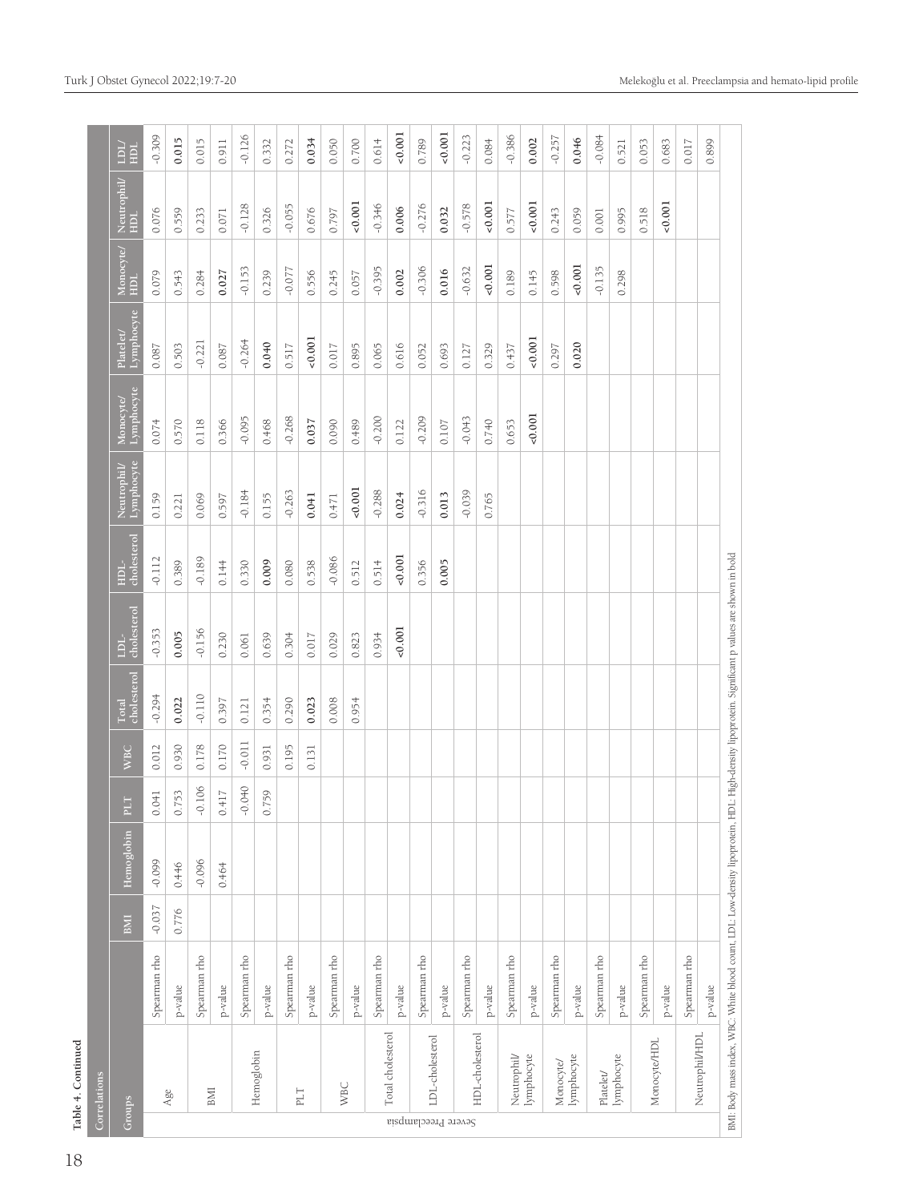**Table 4. Continued**

| Correlations | | | BMI | Hemoglobin | PLT | WBC | Total cholesterol | LDL-cholesterol | HDL-cholesterol | Neutrophil/Lymphocyte | Monocyte/Lymphocyte | Platelet/Lymphocyte | Monocyte/HDL | Neutrophil/HDL | LDL/HDL |
|---|---|---|---|---|---|---|---|---|---|---|---|---|---|---|---|
| Groups | | | | | | | | | | | | | | | |
| Severe Preeclampsia | Age | Spearman rho | -0.037 | -0.099 | 0.041 | 0.012 | -0.294 | -0.353 | -0.112 | 0.159 | 0.074 | 0.087 | 0.079 | 0.076 | -0.309 |
| | | p-value | 0.776 | 0.446 | 0.753 | 0.930 | **0.022** | **0.005** | 0.389 | 0.221 | 0.570 | 0.503 | 0.543 | 0.559 | **0.015** |
| | BMI | Spearman rho | | -0.096 | -0.106 | 0.178 | -0.110 | -0.156 | -0.189 | 0.069 | 0.118 | -0.221 | 0.284 | 0.233 | 0.015 |
| | | p-value | | 0.464 | 0.417 | 0.170 | 0.397 | 0.230 | 0.144 | 0.597 | 0.366 | 0.087 | **0.027** | 0.071 | 0.911 |
| | Hemoglobin | Spearman rho | | | -0.040 | -0.011 | 0.121 | 0.061 | 0.330 | -0.184 | -0.095 | -0.264 | -0.153 | -0.128 | -0.126 |
| | | p-value | | | 0.759 | 0.931 | 0.354 | 0.639 | **0.009** | 0.155 | 0.468 | **0.040** | 0.239 | 0.326 | 0.332 |
| | PLT | Spearman rho | | | | 0.195 | 0.290 | 0.304 | 0.080 | -0.263 | -0.268 | 0.517 | -0.077 | -0.055 | 0.272 |
| | | p-value | | | | 0.131 | **0.023** | 0.017 | 0.538 | **0.041** | **0.037** | **<0.001** | 0.556 | 0.676 | **0.034** |
| | WBC | Spearman rho | | | | | 0.008 | 0.029 | -0.086 | 0.471 | 0.090 | 0.017 | 0.245 | 0.797 | 0.050 |
| | | p-value | | | | | 0.954 | 0.823 | 0.512 | **<0.001** | 0.489 | 0.895 | 0.057 | **<0.001** | 0.700 |
| | Total cholesterol | Spearman rho | | | | | | 0.934 | 0.514 | -0.288 | -0.200 | 0.065 | -0.395 | -0.346 | 0.614 |
| | | p-value | | | | | | **<0.001** | **<0.001** | **0.024** | 0.122 | 0.616 | **0.002** | **0.006** | **<0.001** |
| | LDL-cholesterol | Spearman rho | | | | | | | 0.356 | -0.316 | -0.209 | 0.052 | -0.306 | -0.276 | 0.789 |
| | | p-value | | | | | | | **0.005** | **0.013** | 0.107 | 0.693 | **0.016** | **0.032** | **<0.001** |
| | HDL-cholesterol | Spearman rho | | | | | | | | -0.039 | -0.043 | 0.127 | -0.632 | -0.578 | -0.223 |
| | | p-value | | | | | | | | 0.765 | 0.740 | 0.329 | **<0.001** | **<0.001** | 0.084 |
| | Neutrophil/lymphocyte | Spearman rho | | | | | | | | | 0.653 | 0.437 | 0.189 | 0.577 | -0.386 |
| | | p-value | | | | | | | | | **<0.001** | **<0.001** | 0.145 | **<0.001** | **0.002** |
| | Monocyte/lymphocyte | Spearman rho | | | | | | | | | | 0.297 | 0.598 | 0.243 | -0.257 |
| | | p-value | | | | | | | | | | **0.020** | **<0.001** | 0.059 | **0.046** |
| | Platelet/lymphocyte | Spearman rho | | | | | | | | | | | -0.135 | 0.001 | -0.084 |
| | | p-value | | | | | | | | | | | 0.298 | 0.995 | 0.521 |
| | Monocyte/HDL | Spearman rho | | | | | | | | | | | | 0.518 | 0.053 |
| | | p-value | | | | | | | | | | | | **<0.001** | 0.683 |
| | Neutrophil/HDL | Spearman rho | | | | | | | | | | | | | 0.017 |
| | | p-value | | | | | | | | | | | | | 0.899 |

BMI: Body mass index, WBC: White blood count, LDL: Low-density lipoprotein, HDL: High-density lipoprotein. Significant p values are shown in bold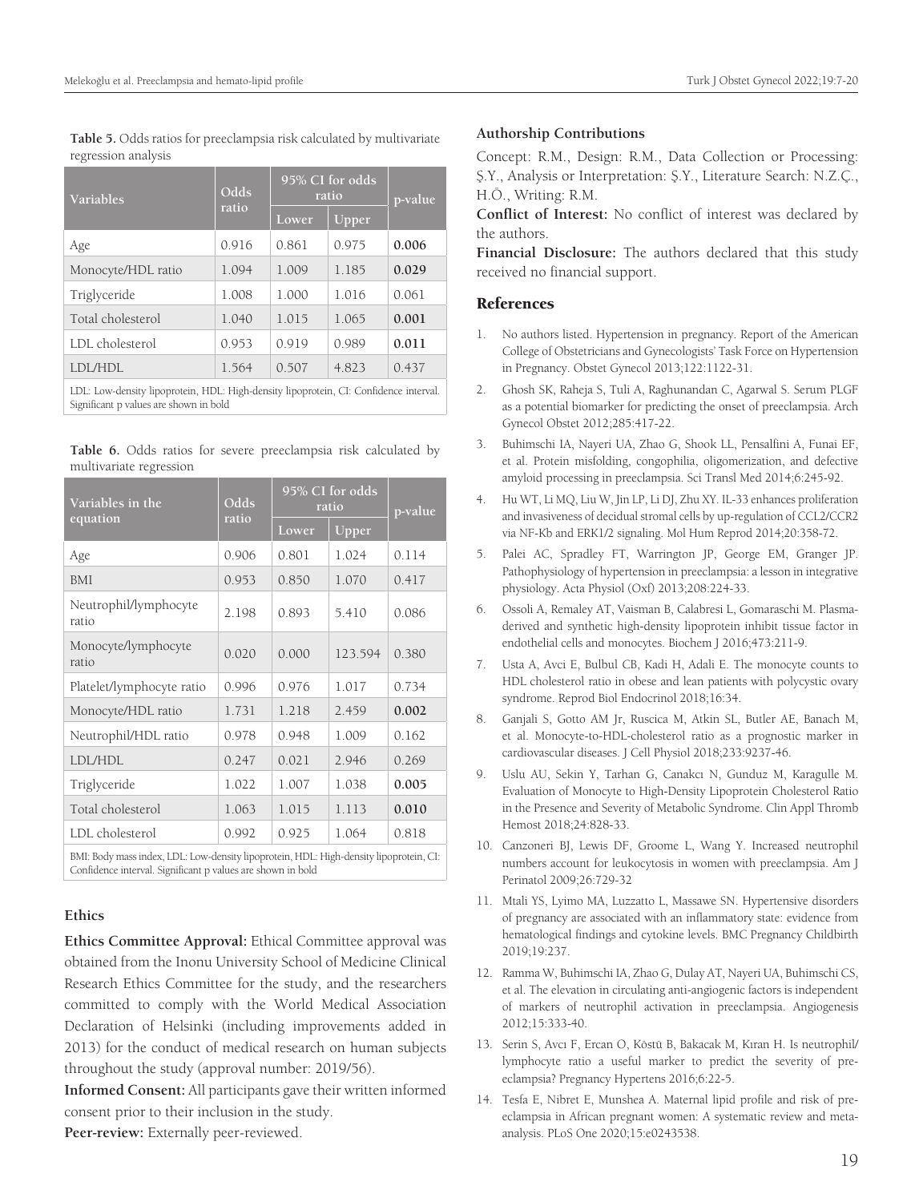**Table 5.** Odds ratios for preeclampsia risk calculated by multivariate regression analysis

| Variables | Odds ratio | 95% CI for odds ratio | | p-value |
|---|---|---|---|---|
| | | Lower | Upper | |
| Age | 0.916 | 0.861 | 0.975 | **0.006** |
| Monocyte/HDL ratio | 1.094 | 1.009 | 1.185 | **0.029** |
| Triglyceride | 1.008 | 1.000 | 1.016 | 0.061 |
| Total cholesterol | 1.040 | 1.015 | 1.065 | **0.001** |
| LDL cholesterol | 0.953 | 0.919 | 0.989 | **0.011** |
| LDL/HDL | 1.564 | 0.507 | 4.823 | 0.437 |

LDL: Low-density lipoprotein, HDL: High-density lipoprotein, CI: Confidence interval. Significant p values are shown in bold

**Table 6.** Odds ratios for severe preeclampsia risk calculated by multivariate regression

| Variables in the equation | Odds ratio | 95% CI for odds ratio | | p-value |
|---|---|---|---|---|
| | | Lower | Upper | |
| Age | 0.906 | 0.801 | 1.024 | 0.114 |
| BMI | 0.953 | 0.850 | 1.070 | 0.417 |
| Neutrophil/lymphocyte ratio | 2.198 | 0.893 | 5.410 | 0.086 |
| Monocyte/lymphocyte ratio | 0.020 | 0.000 | 123.594 | 0.380 |
| Platelet/lymphocyte ratio | 0.996 | 0.976 | 1.017 | 0.734 |
| Monocyte/HDL ratio | 1.731 | 1.218 | 2.459 | **0.002** |
| Neutrophil/HDL ratio | 0.978 | 0.948 | 1.009 | 0.162 |
| LDL/HDL | 0.247 | 0.021 | 2.946 | 0.269 |
| Triglyceride | 1.022 | 1.007 | 1.038 | **0.005** |
| Total cholesterol | 1.063 | 1.015 | 1.113 | **0.010** |
| LDL cholesterol | 0.992 | 0.925 | 1.064 | 0.818 |

BMI: Body mass index, LDL: Low-density lipoprotein, HDL: High-density lipoprotein, CI: Confidence interval. Significant p values are shown in bold

### Ethics

**Ethics Committee Approval:** Ethical Committee approval was obtained from the Inonu University School of Medicine Clinical Research Ethics Committee for the study, and the researchers committed to comply with the World Medical Association Declaration of Helsinki (including improvements added in 2013) for the conduct of medical research on human subjects throughout the study (approval number: 2019/56).

**Informed Consent:** All participants gave their written informed consent prior to their inclusion in the study.

**Peer-review:** Externally peer-reviewed.

### Authorship Contributions

Concept: R.M., Design: R.M., Data Collection or Processing: Ş.Y., Analysis or Interpretation: Ş.Y., Literature Search: N.Z.Ç., H.Ö., Writing: R.M.

**Conflict of Interest:** No conflict of interest was declared by the authors.

**Financial Disclosure:** The authors declared that this study received no financial support.

## References

1. No authors listed. Hypertension in pregnancy. Report of the American College of Obstetricians and Gynecologists' Task Force on Hypertension in Pregnancy. Obstet Gynecol 2013;122:1122-31.
2. Ghosh SK, Raheja S, Tuli A, Raghunandan C, Agarwal S. Serum PLGF as a potential biomarker for predicting the onset of preeclampsia. Arch Gynecol Obstet 2012;285:417-22.
3. Buhimschi IA, Nayeri UA, Zhao G, Shook LL, Pensalfini A, Funai EF, et al. Protein misfolding, congophilia, oligomerization, and defective amyloid processing in preeclampsia. Sci Transl Med 2014;6:245-92.
4. Hu WT, Li MQ, Liu W, Jin LP, Li DJ, Zhu XY. IL-33 enhances proliferation and invasiveness of decidual stromal cells by up-regulation of CCL2/CCR2 via NF-Kb and ERK1/2 signaling. Mol Hum Reprod 2014;20:358-72.
5. Palei AC, Spradley FT, Warrington JP, George EM, Granger JP. Pathophysiology of hypertension in preeclampsia: a lesson in integrative physiology. Acta Physiol (Oxf) 2013;208:224-33.
6. Ossoli A, Remaley AT, Vaisman B, Calabresi L, Gomaraschi M. Plasma-derived and synthetic high-density lipoprotein inhibit tissue factor in endothelial cells and monocytes. Biochem J 2016;473:211-9.
7. Usta A, Avci E, Bulbul CB, Kadi H, Adali E. The monocyte counts to HDL cholesterol ratio in obese and lean patients with polycystic ovary syndrome. Reprod Biol Endocrinol 2018;16:34.
8. Ganjali S, Gotto AM Jr, Ruscica M, Atkin SL, Butler AE, Banach M, et al. Monocyte-to-HDL-cholesterol ratio as a prognostic marker in cardiovascular diseases. J Cell Physiol 2018;233:9237-46.
9. Uslu AU, Sekin Y, Tarhan G, Canakcı N, Gunduz M, Karagulle M. Evaluation of Monocyte to High-Density Lipoprotein Cholesterol Ratio in the Presence and Severity of Metabolic Syndrome. Clin Appl Thromb Hemost 2018;24:828-33.
10. Canzoneri BJ, Lewis DF, Groome L, Wang Y. Increased neutrophil numbers account for leukocytosis in women with preeclampsia. Am J Perinatol 2009;26:729-32
11. Mtali YS, Lyimo MA, Luzzatto L, Massawe SN. Hypertensive disorders of pregnancy are associated with an inflammatory state: evidence from hematological findings and cytokine levels. BMC Pregnancy Childbirth 2019;19:237.
12. Ramma W, Buhimschi IA, Zhao G, Dulay AT, Nayeri UA, Buhimschi CS, et al. The elevation in circulating anti-angiogenic factors is independent of markers of neutrophil activation in preeclampsia. Angiogenesis 2012;15:333-40.
13. Serin S, Avcı F, Ercan O, Köstü B, Bakacak M, Kıran H. Is neutrophil/lymphocyte ratio a useful marker to predict the severity of pre-eclampsia? Pregnancy Hypertens 2016;6:22-5.
14. Tesfa E, Nibret E, Munshea A. Maternal lipid profile and risk of pre-eclampsia in African pregnant women: A systematic review and meta-analysis. PLoS One 2020;15:e0243538.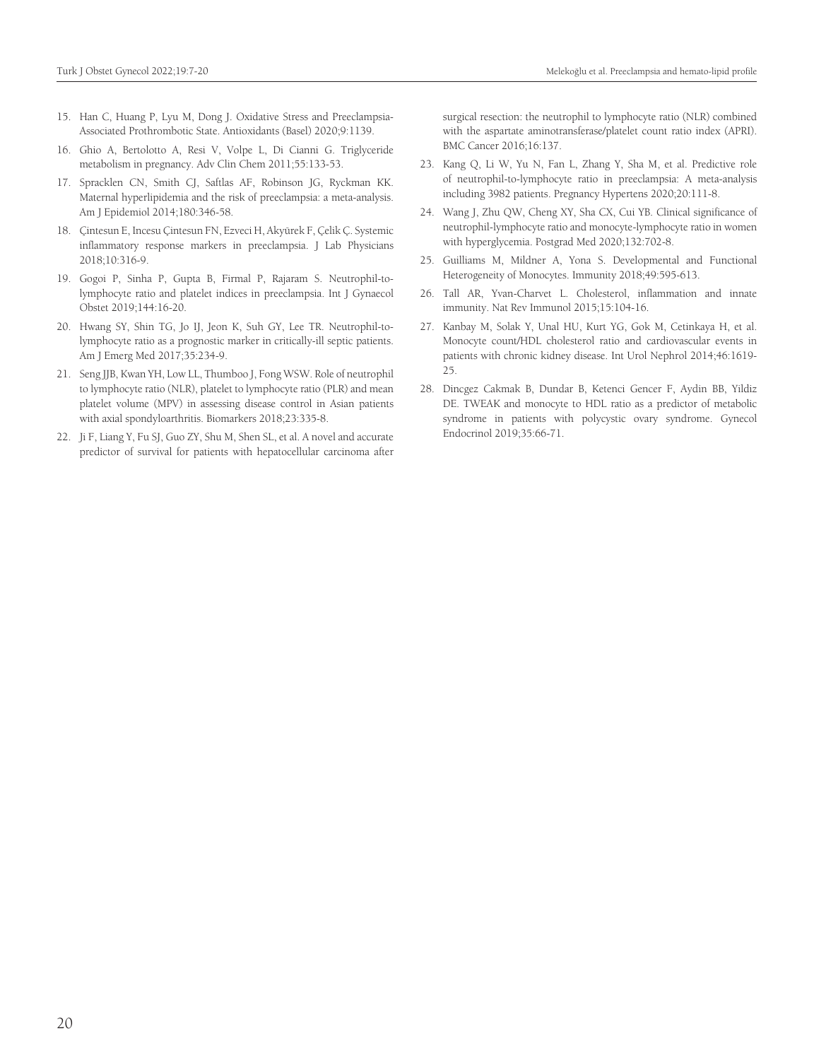15. Han C, Huang P, Lyu M, Dong J. Oxidative Stress and Preeclampsia-Associated Prothrombotic State. Antioxidants (Basel) 2020;9:1139.
16. Ghio A, Bertolotto A, Resi V, Volpe L, Di Cianni G. Triglyceride metabolism in pregnancy. Adv Clin Chem 2011;55:133-53.
17. Spracklen CN, Smith CJ, Saftlas AF, Robinson JG, Ryckman KK. Maternal hyperlipidemia and the risk of preeclampsia: a meta-analysis. Am J Epidemiol 2014;180:346-58.
18. Çintesun E, Incesu Çintesun FN, Ezveci H, Akyürek F, Çelik Ç. Systemic inflammatory response markers in preeclampsia. J Lab Physicians 2018;10:316-9.
19. Gogoi P, Sinha P, Gupta B, Firmal P, Rajaram S. Neutrophil-to-lymphocyte ratio and platelet indices in preeclampsia. Int J Gynaecol Obstet 2019;144:16-20.
20. Hwang SY, Shin TG, Jo IJ, Jeon K, Suh GY, Lee TR. Neutrophil-to-lymphocyte ratio as a prognostic marker in critically-ill septic patients. Am J Emerg Med 2017;35:234-9.
21. Seng JJB, Kwan YH, Low LL, Thumboo J, Fong WSW. Role of neutrophil to lymphocyte ratio (NLR), platelet to lymphocyte ratio (PLR) and mean platelet volume (MPV) in assessing disease control in Asian patients with axial spondyloarthritis. Biomarkers 2018;23:335-8.
22. Ji F, Liang Y, Fu SJ, Guo ZY, Shu M, Shen SL, et al. A novel and accurate predictor of survival for patients with hepatocellular carcinoma after surgical resection: the neutrophil to lymphocyte ratio (NLR) combined with the aspartate aminotransferase/platelet count ratio index (APRI). BMC Cancer 2016;16:137.
23. Kang Q, Li W, Yu N, Fan L, Zhang Y, Sha M, et al. Predictive role of neutrophil-to-lymphocyte ratio in preeclampsia: A meta-analysis including 3982 patients. Pregnancy Hypertens 2020;20:111-8.
24. Wang J, Zhu QW, Cheng XY, Sha CX, Cui YB. Clinical significance of neutrophil-lymphocyte ratio and monocyte-lymphocyte ratio in women with hyperglycemia. Postgrad Med 2020;132:702-8.
25. Guilliams M, Mildner A, Yona S. Developmental and Functional Heterogeneity of Monocytes. Immunity 2018;49:595-613.
26. Tall AR, Yvan-Charvet L. Cholesterol, inflammation and innate immunity. Nat Rev Immunol 2015;15:104-16.
27. Kanbay M, Solak Y, Unal HU, Kurt YG, Gok M, Cetinkaya H, et al. Monocyte count/HDL cholesterol ratio and cardiovascular events in patients with chronic kidney disease. Int Urol Nephrol 2014;46:1619-25.
28. Dincgez Cakmak B, Dundar B, Ketenci Gencer F, Aydin BB, Yildiz DE. TWEAK and monocyte to HDL ratio as a predictor of metabolic syndrome in patients with polycystic ovary syndrome. Gynecol Endocrinol 2019;35:66-71.